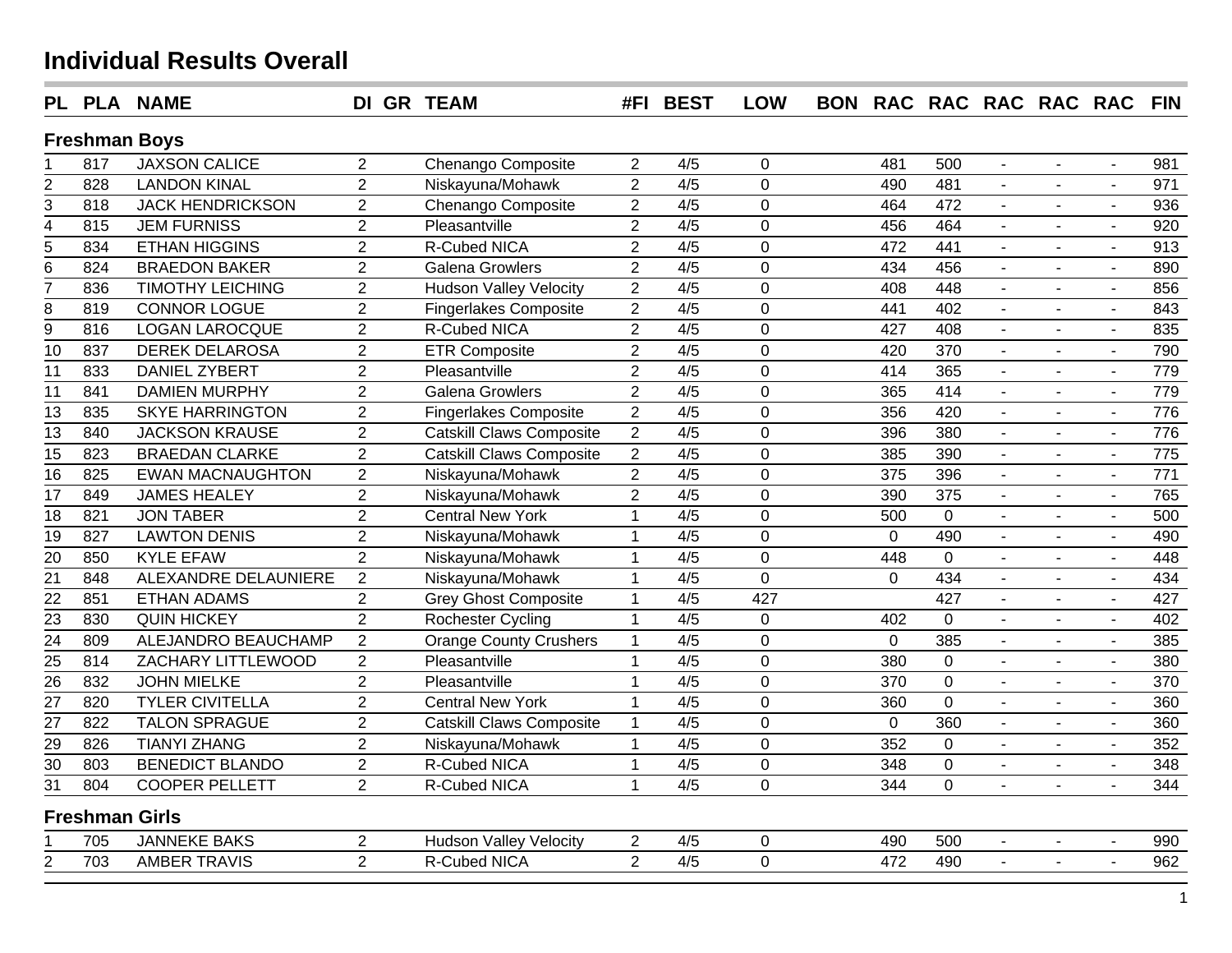# Individual Results Overall

| PL | PLA | NAME | DI | GR | TEAM | #FI | BEST | LOW | BON | RAC | RAC | RAC | RAC | RAC | FIN |
|---|---|---|---|---|---|---|---|---|---|---|---|---|---|---|---|
| **Freshman Boys** | | | | | | | | | | | | | | | |
| 1 | 817 | JAXSON CALICE | 2 | | Chenango Composite | 2 | 4/5 | 0 | | 481 | 500 | - | - | - | 981 |
| 2 | 828 | LANDON KINAL | 2 | | Niskayuna/Mohawk | 2 | 4/5 | 0 | | 490 | 481 | - | - | - | 971 |
| 3 | 818 | JACK HENDRICKSON | 2 | | Chenango Composite | 2 | 4/5 | 0 | | 464 | 472 | - | - | - | 936 |
| 4 | 815 | JEM FURNISS | 2 | | Pleasantville | 2 | 4/5 | 0 | | 456 | 464 | - | - | - | 920 |
| 5 | 834 | ETHAN HIGGINS | 2 | | R-Cubed NICA | 2 | 4/5 | 0 | | 472 | 441 | - | - | - | 913 |
| 6 | 824 | BRAEDON BAKER | 2 | | Galena Growlers | 2 | 4/5 | 0 | | 434 | 456 | - | - | - | 890 |
| 7 | 836 | TIMOTHY LEICHING | 2 | | Hudson Valley Velocity | 2 | 4/5 | 0 | | 408 | 448 | - | - | - | 856 |
| 8 | 819 | CONNOR LOGUE | 2 | | Fingerlakes Composite | 2 | 4/5 | 0 | | 441 | 402 | - | - | - | 843 |
| 9 | 816 | LOGAN LAROCQUE | 2 | | R-Cubed NICA | 2 | 4/5 | 0 | | 427 | 408 | - | - | - | 835 |
| 10 | 837 | DEREK DELAROSA | 2 | | ETR Composite | 2 | 4/5 | 0 | | 420 | 370 | - | - | - | 790 |
| 11 | 833 | DANIEL ZYBERT | 2 | | Pleasantville | 2 | 4/5 | 0 | | 414 | 365 | - | - | - | 779 |
| 11 | 841 | DAMIEN MURPHY | 2 | | Galena Growlers | 2 | 4/5 | 0 | | 365 | 414 | - | - | - | 779 |
| 13 | 835 | SKYE HARRINGTON | 2 | | Fingerlakes Composite | 2 | 4/5 | 0 | | 356 | 420 | - | - | - | 776 |
| 13 | 840 | JACKSON KRAUSE | 2 | | Catskill Claws Composite | 2 | 4/5 | 0 | | 396 | 380 | - | - | - | 776 |
| 15 | 823 | BRAEDAN CLARKE | 2 | | Catskill Claws Composite | 2 | 4/5 | 0 | | 385 | 390 | - | - | - | 775 |
| 16 | 825 | EWAN MACNAUGHTON | 2 | | Niskayuna/Mohawk | 2 | 4/5 | 0 | | 375 | 396 | - | - | - | 771 |
| 17 | 849 | JAMES HEALEY | 2 | | Niskayuna/Mohawk | 2 | 4/5 | 0 | | 390 | 375 | - | - | - | 765 |
| 18 | 821 | JON TABER | 2 | | Central New York | 1 | 4/5 | 0 | | 500 | 0 | - | - | - | 500 |
| 19 | 827 | LAWTON DENIS | 2 | | Niskayuna/Mohawk | 1 | 4/5 | 0 | | 0 | 490 | - | - | - | 490 |
| 20 | 850 | KYLE EFAW | 2 | | Niskayuna/Mohawk | 1 | 4/5 | 0 | | 448 | 0 | - | - | - | 448 |
| 21 | 848 | ALEXANDRE DELAUNIERE | 2 | | Niskayuna/Mohawk | 1 | 4/5 | 0 | | 0 | 434 | - | - | - | 434 |
| 22 | 851 | ETHAN ADAMS | 2 | | Grey Ghost Composite | 1 | 4/5 | 427 | | | 427 | - | - | - | 427 |
| 23 | 830 | QUIN HICKEY | 2 | | Rochester Cycling | 1 | 4/5 | 0 | | 402 | 0 | - | - | - | 402 |
| 24 | 809 | ALEJANDRO BEAUCHAMP | 2 | | Orange County Crushers | 1 | 4/5 | 0 | | 0 | 385 | - | - | - | 385 |
| 25 | 814 | ZACHARY LITTLEWOOD | 2 | | Pleasantville | 1 | 4/5 | 0 | | 380 | 0 | - | - | - | 380 |
| 26 | 832 | JOHN MIELKE | 2 | | Pleasantville | 1 | 4/5 | 0 | | 370 | 0 | - | - | - | 370 |
| 27 | 820 | TYLER CIVITELLA | 2 | | Central New York | 1 | 4/5 | 0 | | 360 | 0 | - | - | - | 360 |
| 27 | 822 | TALON SPRAGUE | 2 | | Catskill Claws Composite | 1 | 4/5 | 0 | | 0 | 360 | - | - | - | 360 |
| 29 | 826 | TIANYI ZHANG | 2 | | Niskayuna/Mohawk | 1 | 4/5 | 0 | | 352 | 0 | - | - | - | 352 |
| 30 | 803 | BENEDICT BLANDO | 2 | | R-Cubed NICA | 1 | 4/5 | 0 | | 348 | 0 | - | - | - | 348 |
| 31 | 804 | COOPER PELLETT | 2 | | R-Cubed NICA | 1 | 4/5 | 0 | | 344 | 0 | - | - | - | 344 |
| **Freshman Girls** | | | | | | | | | | | | | | | |
| 1 | 705 | JANNEKE BAKS | 2 | | Hudson Valley Velocity | 2 | 4/5 | 0 | | 490 | 500 | - | - | - | 990 |
| 2 | 703 | AMBER TRAVIS | 2 | | R-Cubed NICA | 2 | 4/5 | 0 | | 472 | 490 | - | - | - | 962 |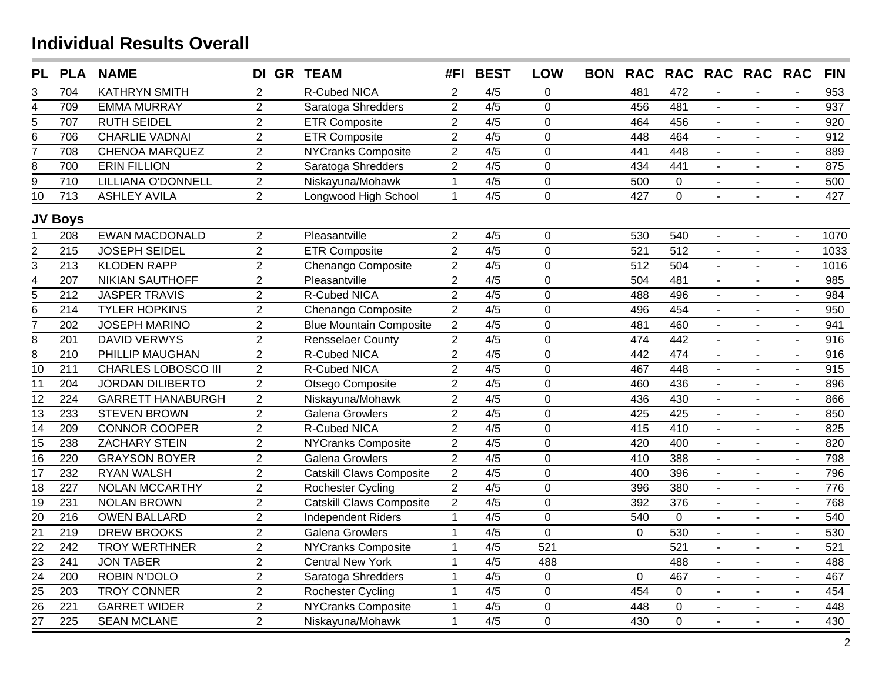## Individual Results Overall

| PL | PLA | NAME | DI | GR | TEAM | #FI | BEST | LOW | BON | RAC | RAC | RAC | RAC | RAC | FIN |
|---|---|---|---|---|---|---|---|---|---|---|---|---|---|---|---|
| 3 | 704 | KATHRYN SMITH | 2 | | R-Cubed NICA | 2 | 4/5 | 0 | | 481 | 472 | - | - | - | 953 |
| 4 | 709 | EMMA MURRAY | 2 | | Saratoga Shredders | 2 | 4/5 | 0 | | 456 | 481 | - | - | - | 937 |
| 5 | 707 | RUTH SEIDEL | 2 | | ETR Composite | 2 | 4/5 | 0 | | 464 | 456 | - | - | - | 920 |
| 6 | 706 | CHARLIE VADNAI | 2 | | ETR Composite | 2 | 4/5 | 0 | | 448 | 464 | - | - | - | 912 |
| 7 | 708 | CHENOA MARQUEZ | 2 | | NYCranks Composite | 2 | 4/5 | 0 | | 441 | 448 | - | - | - | 889 |
| 8 | 700 | ERIN FILLION | 2 | | Saratoga Shredders | 2 | 4/5 | 0 | | 434 | 441 | - | - | - | 875 |
| 9 | 710 | LILLIANA O'DONNELL | 2 | | Niskayuna/Mohawk | 1 | 4/5 | 0 | | 500 | 0 | - | - | - | 500 |
| 10 | 713 | ASHLEY AVILA | 2 | | Longwood High School | 1 | 4/5 | 0 | | 427 | 0 | - | - | - | 427 |

### JV Boys

| PL | PLA | NAME | DI | GR | TEAM | #FI | BEST | LOW | BON | RAC | RAC | RAC | RAC | RAC | FIN |
|---|---|---|---|---|---|---|---|---|---|---|---|---|---|---|---|
| 1 | 208 | EWAN MACDONALD | 2 | | Pleasantville | 2 | 4/5 | 0 | | 530 | 540 | - | - | - | 1070 |
| 2 | 215 | JOSEPH SEIDEL | 2 | | ETR Composite | 2 | 4/5 | 0 | | 521 | 512 | - | - | - | 1033 |
| 3 | 213 | KLODEN RAPP | 2 | | Chenango Composite | 2 | 4/5 | 0 | | 512 | 504 | - | - | - | 1016 |
| 4 | 207 | NIKIAN SAUTHOFF | 2 | | Pleasantville | 2 | 4/5 | 0 | | 504 | 481 | - | - | - | 985 |
| 5 | 212 | JASPER TRAVIS | 2 | | R-Cubed NICA | 2 | 4/5 | 0 | | 488 | 496 | - | - | - | 984 |
| 6 | 214 | TYLER HOPKINS | 2 | | Chenango Composite | 2 | 4/5 | 0 | | 496 | 454 | - | - | - | 950 |
| 7 | 202 | JOSEPH MARINO | 2 | | Blue Mountain Composite | 2 | 4/5 | 0 | | 481 | 460 | - | - | - | 941 |
| 8 | 201 | DAVID VERWYS | 2 | | Rensselaer County | 2 | 4/5 | 0 | | 474 | 442 | - | - | - | 916 |
| 8 | 210 | PHILLIP MAUGHAN | 2 | | R-Cubed NICA | 2 | 4/5 | 0 | | 442 | 474 | - | - | - | 916 |
| 10 | 211 | CHARLES LOBOSCO III | 2 | | R-Cubed NICA | 2 | 4/5 | 0 | | 467 | 448 | - | - | - | 915 |
| 11 | 204 | JORDAN DILIBERTO | 2 | | Otsego Composite | 2 | 4/5 | 0 | | 460 | 436 | - | - | - | 896 |
| 12 | 224 | GARRETT HANABURGH | 2 | | Niskayuna/Mohawk | 2 | 4/5 | 0 | | 436 | 430 | - | - | - | 866 |
| 13 | 233 | STEVEN BROWN | 2 | | Galena Growlers | 2 | 4/5 | 0 | | 425 | 425 | - | - | - | 850 |
| 14 | 209 | CONNOR COOPER | 2 | | R-Cubed NICA | 2 | 4/5 | 0 | | 415 | 410 | - | - | - | 825 |
| 15 | 238 | ZACHARY STEIN | 2 | | NYCranks Composite | 2 | 4/5 | 0 | | 420 | 400 | - | - | - | 820 |
| 16 | 220 | GRAYSON BOYER | 2 | | Galena Growlers | 2 | 4/5 | 0 | | 410 | 388 | - | - | - | 798 |
| 17 | 232 | RYAN WALSH | 2 | | Catskill Claws Composite | 2 | 4/5 | 0 | | 400 | 396 | - | - | - | 796 |
| 18 | 227 | NOLAN MCCARTHY | 2 | | Rochester Cycling | 2 | 4/5 | 0 | | 396 | 380 | - | - | - | 776 |
| 19 | 231 | NOLAN BROWN | 2 | | Catskill Claws Composite | 2 | 4/5 | 0 | | 392 | 376 | - | - | - | 768 |
| 20 | 216 | OWEN BALLARD | 2 | | Independent Riders | 1 | 4/5 | 0 | | 540 | 0 | - | - | - | 540 |
| 21 | 219 | DREW BROOKS | 2 | | Galena Growlers | 1 | 4/5 | 0 | | 0 | 530 | - | - | - | 530 |
| 22 | 242 | TROY WERTHNER | 2 | | NYCranks Composite | 1 | 4/5 | 521 | | | 521 | - | - | - | 521 |
| 23 | 241 | JON TABER | 2 | | Central New York | 1 | 4/5 | 488 | | | 488 | - | - | - | 488 |
| 24 | 200 | ROBIN N'DOLO | 2 | | Saratoga Shredders | 1 | 4/5 | 0 | | 0 | 467 | - | - | - | 467 |
| 25 | 203 | TROY CONNER | 2 | | Rochester Cycling | 1 | 4/5 | 0 | | 454 | 0 | - | - | - | 454 |
| 26 | 221 | GARRET WIDER | 2 | | NYCranks Composite | 1 | 4/5 | 0 | | 448 | 0 | - | - | - | 448 |
| 27 | 225 | SEAN MCLANE | 2 | | Niskayuna/Mohawk | 1 | 4/5 | 0 | | 430 | 0 | - | - | - | 430 |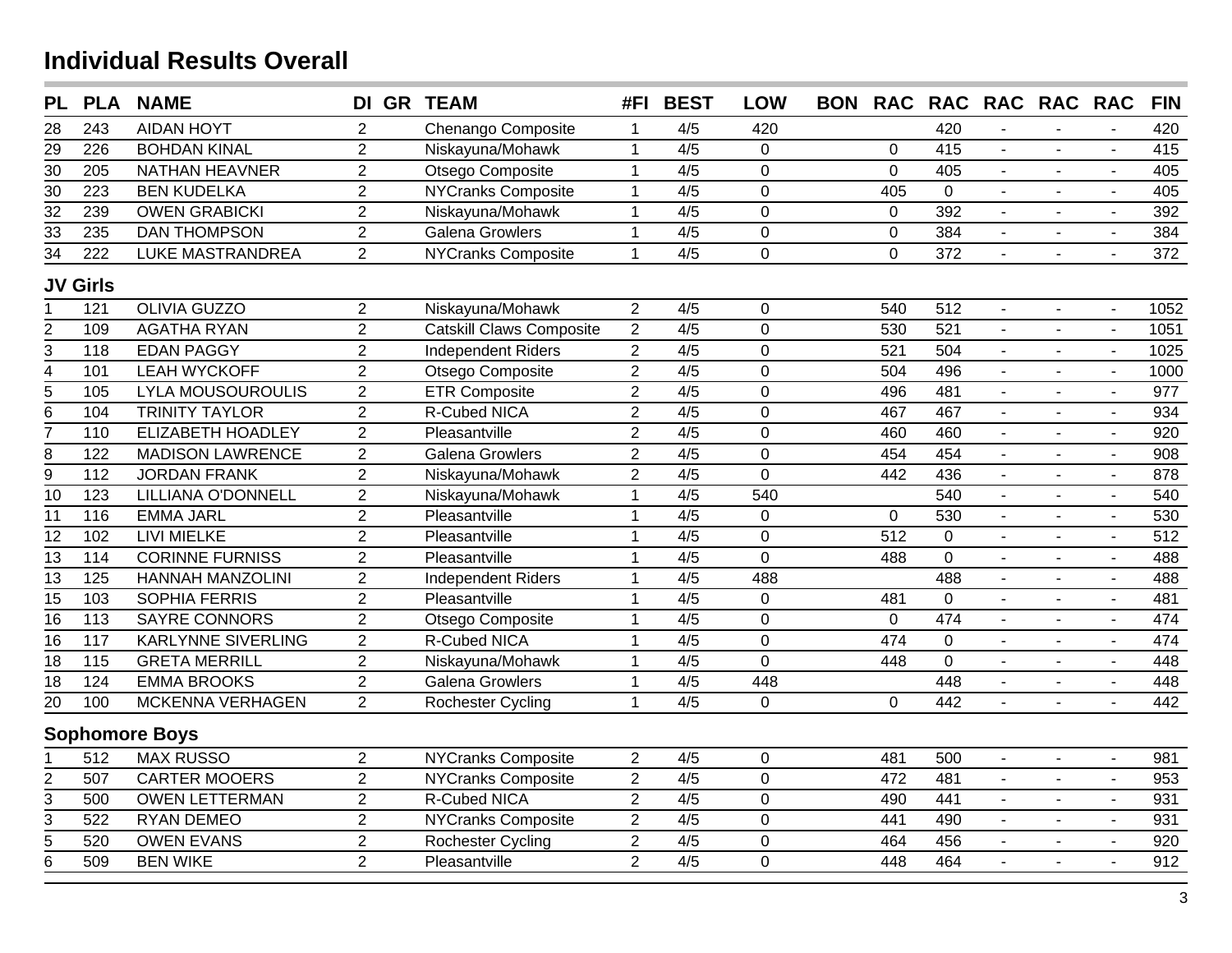## Individual Results Overall

| PL | PLA | NAME | DI | GR | TEAM | #FI | BEST | LOW | BON | RAC | RAC | RAC | RAC | RAC | FIN |
|---|---|---|---|---|---|---|---|---|---|---|---|---|---|---|---|
| 28 | 243 | AIDAN HOYT | 2 | | Chenango Composite | 1 | 4/5 | 420 | | | 420 | - | - | - | 420 |
| 29 | 226 | BOHDAN KINAL | 2 | | Niskayuna/Mohawk | 1 | 4/5 | 0 | | 0 | 415 | - | - | - | 415 |
| 30 | 205 | NATHAN HEAVNER | 2 | | Otsego Composite | 1 | 4/5 | 0 | | 0 | 405 | - | - | - | 405 |
| 30 | 223 | BEN KUDELKA | 2 | | NYCranks Composite | 1 | 4/5 | 0 | | 405 | 0 | - | - | - | 405 |
| 32 | 239 | OWEN GRABICKI | 2 | | Niskayuna/Mohawk | 1 | 4/5 | 0 | | 0 | 392 | - | - | - | 392 |
| 33 | 235 | DAN THOMPSON | 2 | | Galena Growlers | 1 | 4/5 | 0 | | 0 | 384 | - | - | - | 384 |
| 34 | 222 | LUKE MASTRANDREA | 2 | | NYCranks Composite | 1 | 4/5 | 0 | | 0 | 372 | - | - | - | 372 |
| **JV Girls** | | | | | | | | | | | | | | | |
| 1 | 121 | OLIVIA GUZZO | 2 | | Niskayuna/Mohawk | 2 | 4/5 | 0 | | 540 | 512 | - | - | - | 1052 |
| 2 | 109 | AGATHA RYAN | 2 | | Catskill Claws Composite | 2 | 4/5 | 0 | | 530 | 521 | - | - | - | 1051 |
| 3 | 118 | EDAN PAGGY | 2 | | Independent Riders | 2 | 4/5 | 0 | | 521 | 504 | - | - | - | 1025 |
| 4 | 101 | LEAH WYCKOFF | 2 | | Otsego Composite | 2 | 4/5 | 0 | | 504 | 496 | - | - | - | 1000 |
| 5 | 105 | LYLA MOUSOUROULIS | 2 | | ETR Composite | 2 | 4/5 | 0 | | 496 | 481 | - | - | - | 977 |
| 6 | 104 | TRINITY TAYLOR | 2 | | R-Cubed NICA | 2 | 4/5 | 0 | | 467 | 467 | - | - | - | 934 |
| 7 | 110 | ELIZABETH HOADLEY | 2 | | Pleasantville | 2 | 4/5 | 0 | | 460 | 460 | - | - | - | 920 |
| 8 | 122 | MADISON LAWRENCE | 2 | | Galena Growlers | 2 | 4/5 | 0 | | 454 | 454 | - | - | - | 908 |
| 9 | 112 | JORDAN FRANK | 2 | | Niskayuna/Mohawk | 2 | 4/5 | 0 | | 442 | 436 | - | - | - | 878 |
| 10 | 123 | LILLIANA O'DONNELL | 2 | | Niskayuna/Mohawk | 1 | 4/5 | 540 | | | 540 | - | - | - | 540 |
| 11 | 116 | EMMA JARL | 2 | | Pleasantville | 1 | 4/5 | 0 | | 0 | 530 | - | - | - | 530 |
| 12 | 102 | LIVI MIELKE | 2 | | Pleasantville | 1 | 4/5 | 0 | | 512 | 0 | - | - | - | 512 |
| 13 | 114 | CORINNE FURNISS | 2 | | Pleasantville | 1 | 4/5 | 0 | | 488 | 0 | - | - | - | 488 |
| 13 | 125 | HANNAH MANZOLINI | 2 | | Independent Riders | 1 | 4/5 | 488 | | | 488 | - | - | - | 488 |
| 15 | 103 | SOPHIA FERRIS | 2 | | Pleasantville | 1 | 4/5 | 0 | | 481 | 0 | - | - | - | 481 |
| 16 | 113 | SAYRE CONNORS | 2 | | Otsego Composite | 1 | 4/5 | 0 | | 0 | 474 | - | - | - | 474 |
| 16 | 117 | KARLYNNE SIVERLING | 2 | | R-Cubed NICA | 1 | 4/5 | 0 | | 474 | 0 | - | - | - | 474 |
| 18 | 115 | GRETA MERRILL | 2 | | Niskayuna/Mohawk | 1 | 4/5 | 0 | | 448 | 0 | - | - | - | 448 |
| 18 | 124 | EMMA BROOKS | 2 | | Galena Growlers | 1 | 4/5 | 448 | | | 448 | - | - | - | 448 |
| 20 | 100 | MCKENNA VERHAGEN | 2 | | Rochester Cycling | 1 | 4/5 | 0 | | 0 | 442 | - | - | - | 442 |
| **Sophomore Boys** | | | | | | | | | | | | | | | |
| 1 | 512 | MAX RUSSO | 2 | | NYCranks Composite | 2 | 4/5 | 0 | | 481 | 500 | - | - | - | 981 |
| 2 | 507 | CARTER MOOERS | 2 | | NYCranks Composite | 2 | 4/5 | 0 | | 472 | 481 | - | - | - | 953 |
| 3 | 500 | OWEN LETTERMAN | 2 | | R-Cubed NICA | 2 | 4/5 | 0 | | 490 | 441 | - | - | - | 931 |
| 3 | 522 | RYAN DEMEO | 2 | | NYCranks Composite | 2 | 4/5 | 0 | | 441 | 490 | - | - | - | 931 |
| 5 | 520 | OWEN EVANS | 2 | | Rochester Cycling | 2 | 4/5 | 0 | | 464 | 456 | - | - | - | 920 |
| 6 | 509 | BEN WIKE | 2 | | Pleasantville | 2 | 4/5 | 0 | | 448 | 464 | - | - | - | 912 |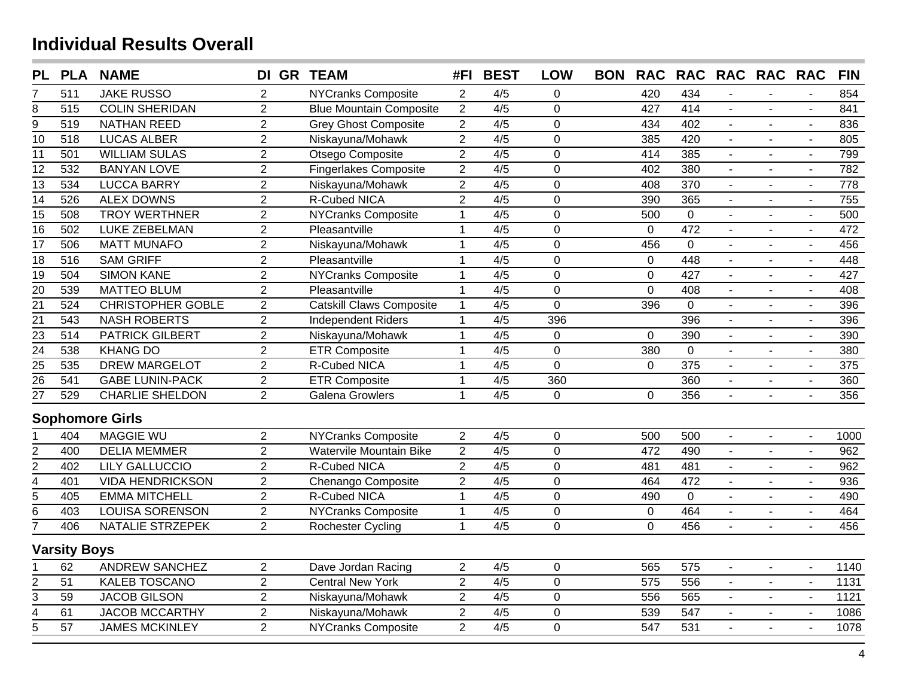# Individual Results Overall

| PL | PLA | NAME | DI | GR | TEAM | #FI | BEST | LOW | BON | RAC | RAC | RAC | RAC | RAC | FIN |
|---|---|---|---|---|---|---|---|---|---|---|---|---|---|---|---|
| 7 | 511 | JAKE RUSSO | 2 | | NYCranks Composite | 2 | 4/5 | 0 | | 420 | 434 | - | - | - | 854 |
| 8 | 515 | COLIN SHERIDAN | 2 | | Blue Mountain Composite | 2 | 4/5 | 0 | | 427 | 414 | - | - | - | 841 |
| 9 | 519 | NATHAN REED | 2 | | Grey Ghost Composite | 2 | 4/5 | 0 | | 434 | 402 | - | - | - | 836 |
| 10 | 518 | LUCAS ALBER | 2 | | Niskayuna/Mohawk | 2 | 4/5 | 0 | | 385 | 420 | - | - | - | 805 |
| 11 | 501 | WILLIAM SULAS | 2 | | Otsego Composite | 2 | 4/5 | 0 | | 414 | 385 | - | - | - | 799 |
| 12 | 532 | BANYAN LOVE | 2 | | Fingerlakes Composite | 2 | 4/5 | 0 | | 402 | 380 | - | - | - | 782 |
| 13 | 534 | LUCCA BARRY | 2 | | Niskayuna/Mohawk | 2 | 4/5 | 0 | | 408 | 370 | - | - | - | 778 |
| 14 | 526 | ALEX DOWNS | 2 | | R-Cubed NICA | 2 | 4/5 | 0 | | 390 | 365 | - | - | - | 755 |
| 15 | 508 | TROY WERTHNER | 2 | | NYCranks Composite | 1 | 4/5 | 0 | | 500 | 0 | - | - | - | 500 |
| 16 | 502 | LUKE ZEBELMAN | 2 | | Pleasantville | 1 | 4/5 | 0 | | 0 | 472 | - | - | - | 472 |
| 17 | 506 | MATT MUNAFO | 2 | | Niskayuna/Mohawk | 1 | 4/5 | 0 | | 456 | 0 | - | - | - | 456 |
| 18 | 516 | SAM GRIFF | 2 | | Pleasantville | 1 | 4/5 | 0 | | 0 | 448 | - | - | - | 448 |
| 19 | 504 | SIMON KANE | 2 | | NYCranks Composite | 1 | 4/5 | 0 | | 0 | 427 | - | - | - | 427 |
| 20 | 539 | MATTEO BLUM | 2 | | Pleasantville | 1 | 4/5 | 0 | | 0 | 408 | - | - | - | 408 |
| 21 | 524 | CHRISTOPHER GOBLE | 2 | | Catskill Claws Composite | 1 | 4/5 | 0 | | 396 | 0 | - | - | - | 396 |
| 21 | 543 | NASH ROBERTS | 2 | | Independent Riders | 1 | 4/5 | 396 | | | 396 | - | - | - | 396 |
| 23 | 514 | PATRICK GILBERT | 2 | | Niskayuna/Mohawk | 1 | 4/5 | 0 | | 0 | 390 | - | - | - | 390 |
| 24 | 538 | KHANG DO | 2 | | ETR Composite | 1 | 4/5 | 0 | | 380 | 0 | - | - | - | 380 |
| 25 | 535 | DREW MARGELOT | 2 | | R-Cubed NICA | 1 | 4/5 | 0 | | 0 | 375 | - | - | - | 375 |
| 26 | 541 | GABE LUNIN-PACK | 2 | | ETR Composite | 1 | 4/5 | 360 | | | 360 | - | - | - | 360 |
| 27 | 529 | CHARLIE SHELDON | 2 | | Galena Growlers | 1 | 4/5 | 0 | | 0 | 356 | - | - | - | 356 |

## Sophomore Girls

| PL | PLA | NAME | DI | GR | TEAM | #FI | BEST | LOW | BON | RAC | RAC | RAC | RAC | RAC | FIN |
|---|---|---|---|---|---|---|---|---|---|---|---|---|---|---|---|
| 1 | 404 | MAGGIE WU | 2 | | NYCranks Composite | 2 | 4/5 | 0 | | 500 | 500 | - | - | - | 1000 |
| 2 | 400 | DELIA MEMMER | 2 | | Watervile Mountain Bike | 2 | 4/5 | 0 | | 472 | 490 | - | - | - | 962 |
| 2 | 402 | LILY GALLUCCIO | 2 | | R-Cubed NICA | 2 | 4/5 | 0 | | 481 | 481 | - | - | - | 962 |
| 4 | 401 | VIDA HENDRICKSON | 2 | | Chenango Composite | 2 | 4/5 | 0 | | 464 | 472 | - | - | - | 936 |
| 5 | 405 | EMMA MITCHELL | 2 | | R-Cubed NICA | 1 | 4/5 | 0 | | 490 | 0 | - | - | - | 490 |
| 6 | 403 | LOUISA SORENSON | 2 | | NYCranks Composite | 1 | 4/5 | 0 | | 0 | 464 | - | - | - | 464 |
| 7 | 406 | NATALIE STRZEPEK | 2 | | Rochester Cycling | 1 | 4/5 | 0 | | 0 | 456 | - | - | - | 456 |

## Varsity Boys

| PL | PLA | NAME | DI | GR | TEAM | #FI | BEST | LOW | BON | RAC | RAC | RAC | RAC | RAC | FIN |
|---|---|---|---|---|---|---|---|---|---|---|---|---|---|---|---|
| 1 | 62 | ANDREW SANCHEZ | 2 | | Dave Jordan Racing | 2 | 4/5 | 0 | | 565 | 575 | - | - | - | 1140 |
| 2 | 51 | KALEB TOSCANO | 2 | | Central New York | 2 | 4/5 | 0 | | 575 | 556 | - | - | - | 1131 |
| 3 | 59 | JACOB GILSON | 2 | | Niskayuna/Mohawk | 2 | 4/5 | 0 | | 556 | 565 | - | - | - | 1121 |
| 4 | 61 | JACOB MCCARTHY | 2 | | Niskayuna/Mohawk | 2 | 4/5 | 0 | | 539 | 547 | - | - | - | 1086 |
| 5 | 57 | JAMES MCKINLEY | 2 | | NYCranks Composite | 2 | 4/5 | 0 | | 547 | 531 | - | - | - | 1078 |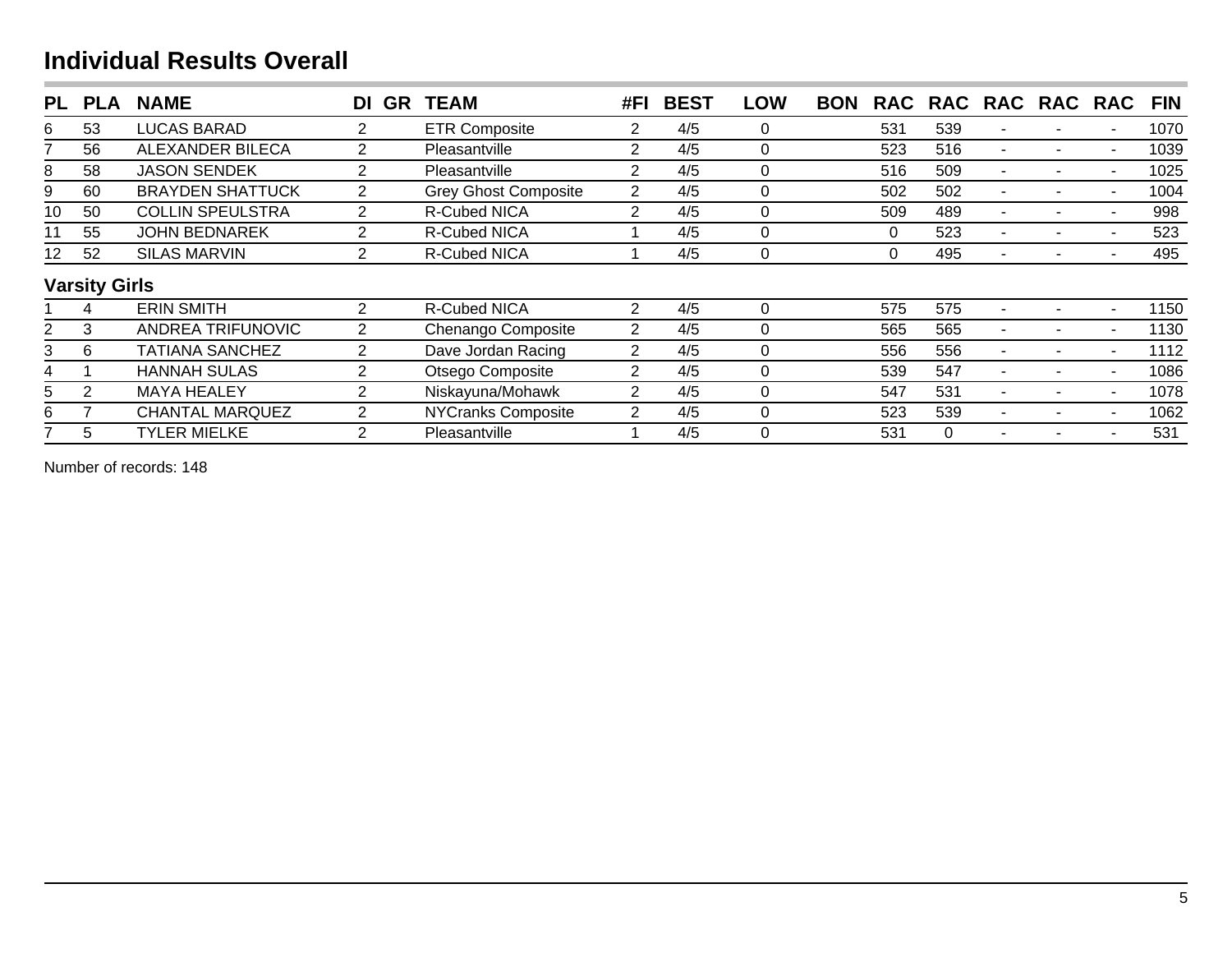## Individual Results Overall

| PL | PLA | NAME | DI | GR | TEAM | #FI | BEST | LOW | BON | RAC | RAC | RAC | RAC | RAC | FIN |
|---|---|---|---|---|---|---|---|---|---|---|---|---|---|---|---|
| 6 | 53 | LUCAS BARAD | 2 | | ETR Composite | 2 | 4/5 | 0 | | 531 | 539 | - | - | - | 1070 |
| 7 | 56 | ALEXANDER BILECA | 2 | | Pleasantville | 2 | 4/5 | 0 | | 523 | 516 | - | - | - | 1039 |
| 8 | 58 | JASON SENDEK | 2 | | Pleasantville | 2 | 4/5 | 0 | | 516 | 509 | - | - | - | 1025 |
| 9 | 60 | BRAYDEN SHATTUCK | 2 | | Grey Ghost Composite | 2 | 4/5 | 0 | | 502 | 502 | - | - | - | 1004 |
| 10 | 50 | COLLIN SPEULSTRA | 2 | | R-Cubed NICA | 2 | 4/5 | 0 | | 509 | 489 | - | - | - | 998 |
| 11 | 55 | JOHN BEDNAREK | 2 | | R-Cubed NICA | 1 | 4/5 | 0 | | 0 | 523 | - | - | - | 523 |
| 12 | 52 | SILAS MARVIN | 2 | | R-Cubed NICA | 1 | 4/5 | 0 | | 0 | 495 | - | - | - | 495 |
| **Varsity Girls** | | | | | | | | | | | | | | | |
| 1 | 4 | ERIN SMITH | 2 | | R-Cubed NICA | 2 | 4/5 | 0 | | 575 | 575 | - | - | - | 1150 |
| 2 | 3 | ANDREA TRIFUNOVIC | 2 | | Chenango Composite | 2 | 4/5 | 0 | | 565 | 565 | - | - | - | 1130 |
| 3 | 6 | TATIANA SANCHEZ | 2 | | Dave Jordan Racing | 2 | 4/5 | 0 | | 556 | 556 | - | - | - | 1112 |
| 4 | 1 | HANNAH SULAS | 2 | | Otsego Composite | 2 | 4/5 | 0 | | 539 | 547 | - | - | - | 1086 |
| 5 | 2 | MAYA HEALEY | 2 | | Niskayuna/Mohawk | 2 | 4/5 | 0 | | 547 | 531 | - | - | - | 1078 |
| 6 | 7 | CHANTAL MARQUEZ | 2 | | NYCranks Composite | 2 | 4/5 | 0 | | 523 | 539 | - | - | - | 1062 |
| 7 | 5 | TYLER MIELKE | 2 | | Pleasantville | 1 | 4/5 | 0 | | 531 | 0 | - | - | - | 531 |

Number of records: 148